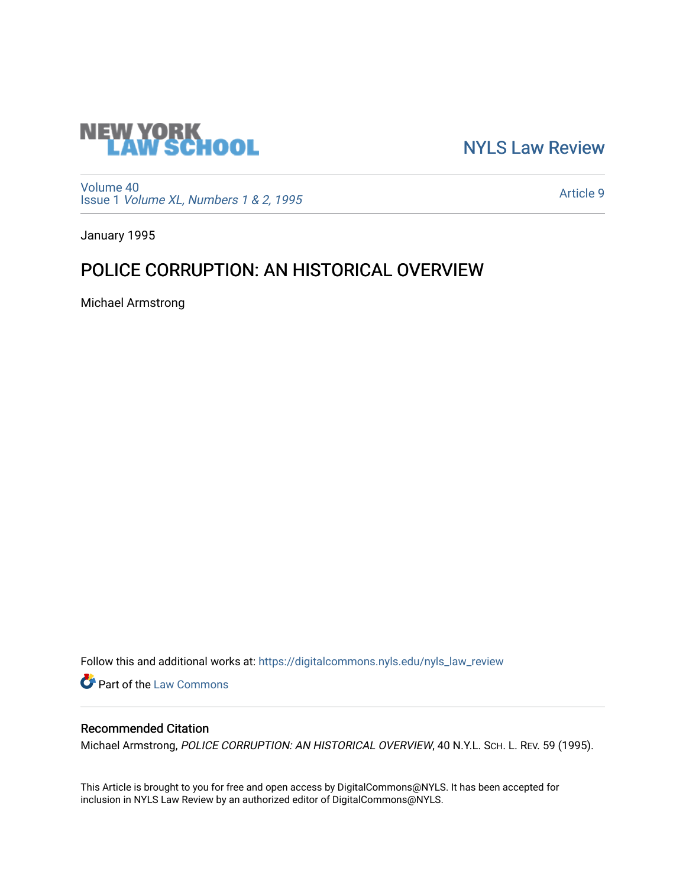NEW YORK LAW SCHOOL

NYLS Law Review

Volume 40
Issue 1 *Volume XL, Numbers 1 & 2, 1995*

Article 9

January 1995

# POLICE CORRUPTION: AN HISTORICAL OVERVIEW

Michael Armstrong

Follow this and additional works at: https://digitalcommons.nyls.edu/nyls_law_review

Part of the Law Commons

## Recommended Citation

Michael Armstrong, *POLICE CORRUPTION: AN HISTORICAL OVERVIEW*, 40 N.Y.L. SCH. L. REV. 59 (1995).

This Article is brought to you for free and open access by DigitalCommons@NYLS. It has been accepted for inclusion in NYLS Law Review by an authorized editor of DigitalCommons@NYLS.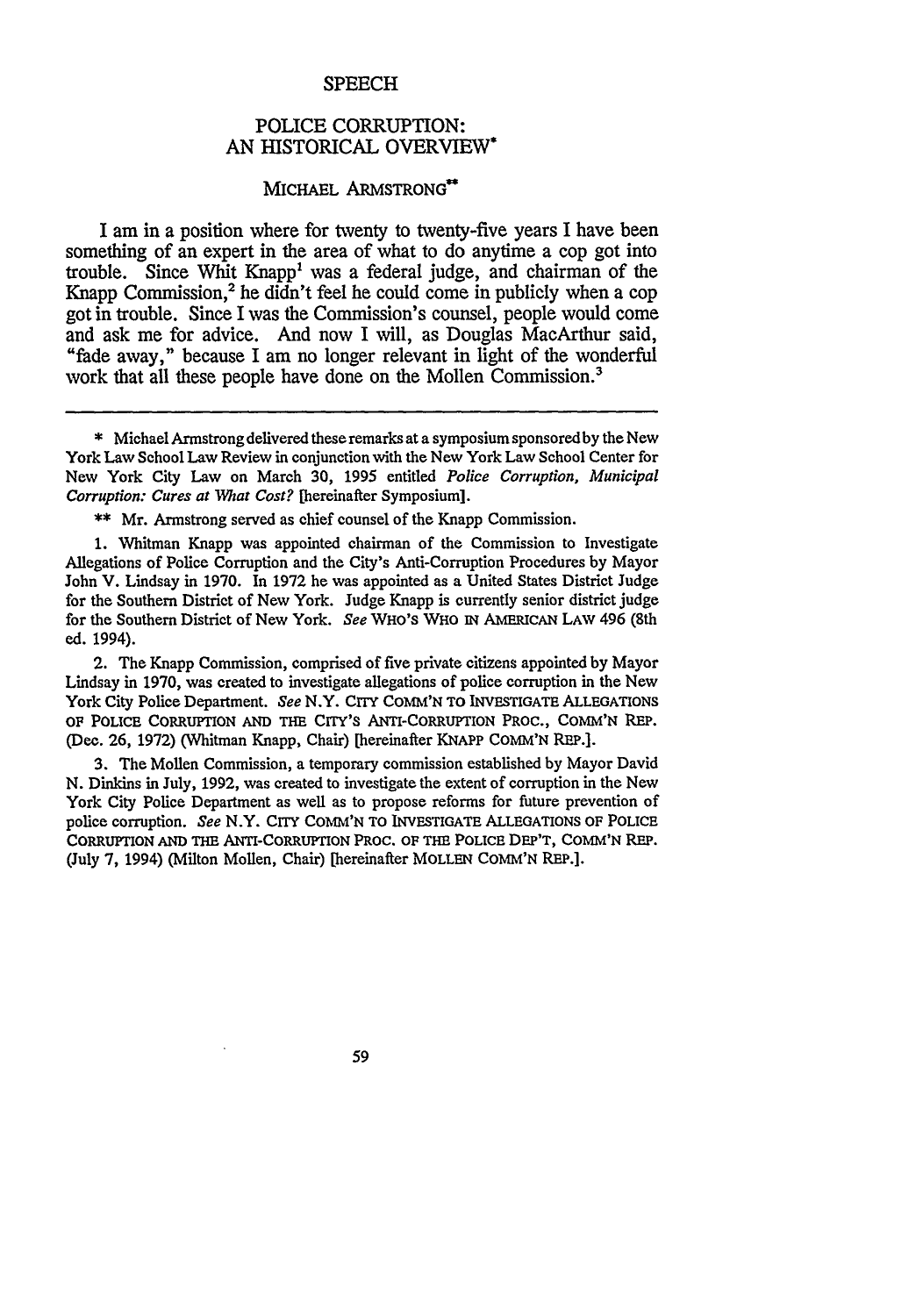SPEECH

# POLICE CORRUPTION: AN HISTORICAL OVERVIEW*

MICHAEL ARMSTRONG**

I am in a position where for twenty to twenty-five years I have been something of an expert in the area of what to do anytime a cop got into trouble. Since Whit Knapp[1] was a federal judge, and chairman of the Knapp Commission,[2] he didn't feel he could come in publicly when a cop got in trouble. Since I was the Commission's counsel, people would come and ask me for advice. And now I will, as Douglas MacArthur said, "fade away," because I am no longer relevant in light of the wonderful work that all these people have done on the Mollen Commission.[3]

---

\* Michael Armstrong delivered these remarks at a symposium sponsored by the New York Law School Law Review in conjunction with the New York Law School Center for New York City Law on March 30, 1995 entitled *Police Corruption, Municipal Corruption: Cures at What Cost?* [hereinafter Symposium].

\*\* Mr. Armstrong served as chief counsel of the Knapp Commission.

1. Whitman Knapp was appointed chairman of the Commission to Investigate Allegations of Police Corruption and the City's Anti-Corruption Procedures by Mayor John V. Lindsay in 1970. In 1972 he was appointed as a United States District Judge for the Southern District of New York. Judge Knapp is currently senior district judge for the Southern District of New York. *See* WHO'S WHO IN AMERICAN LAW 496 (8th ed. 1994).

2. The Knapp Commission, comprised of five private citizens appointed by Mayor Lindsay in 1970, was created to investigate allegations of police corruption in the New York City Police Department. *See* N.Y. CITY COMM'N TO INVESTIGATE ALLEGATIONS OF POLICE CORRUPTION AND THE CITY'S ANTI-CORRUPTION PROC., COMM'N REP. (Dec. 26, 1972) (Whitman Knapp, Chair) [hereinafter KNAPP COMM'N REP.].

3. The Mollen Commission, a temporary commission established by Mayor David N. Dinkins in July, 1992, was created to investigate the extent of corruption in the New York City Police Department as well as to propose reforms for future prevention of police corruption. *See* N.Y. CITY COMM'N TO INVESTIGATE ALLEGATIONS OF POLICE CORRUPTION AND THE ANTI-CORRUPTION PROC. OF THE POLICE DEP'T, COMM'N REP. (July 7, 1994) (Milton Mollen, Chair) [hereinafter MOLLEN COMM'N REP.].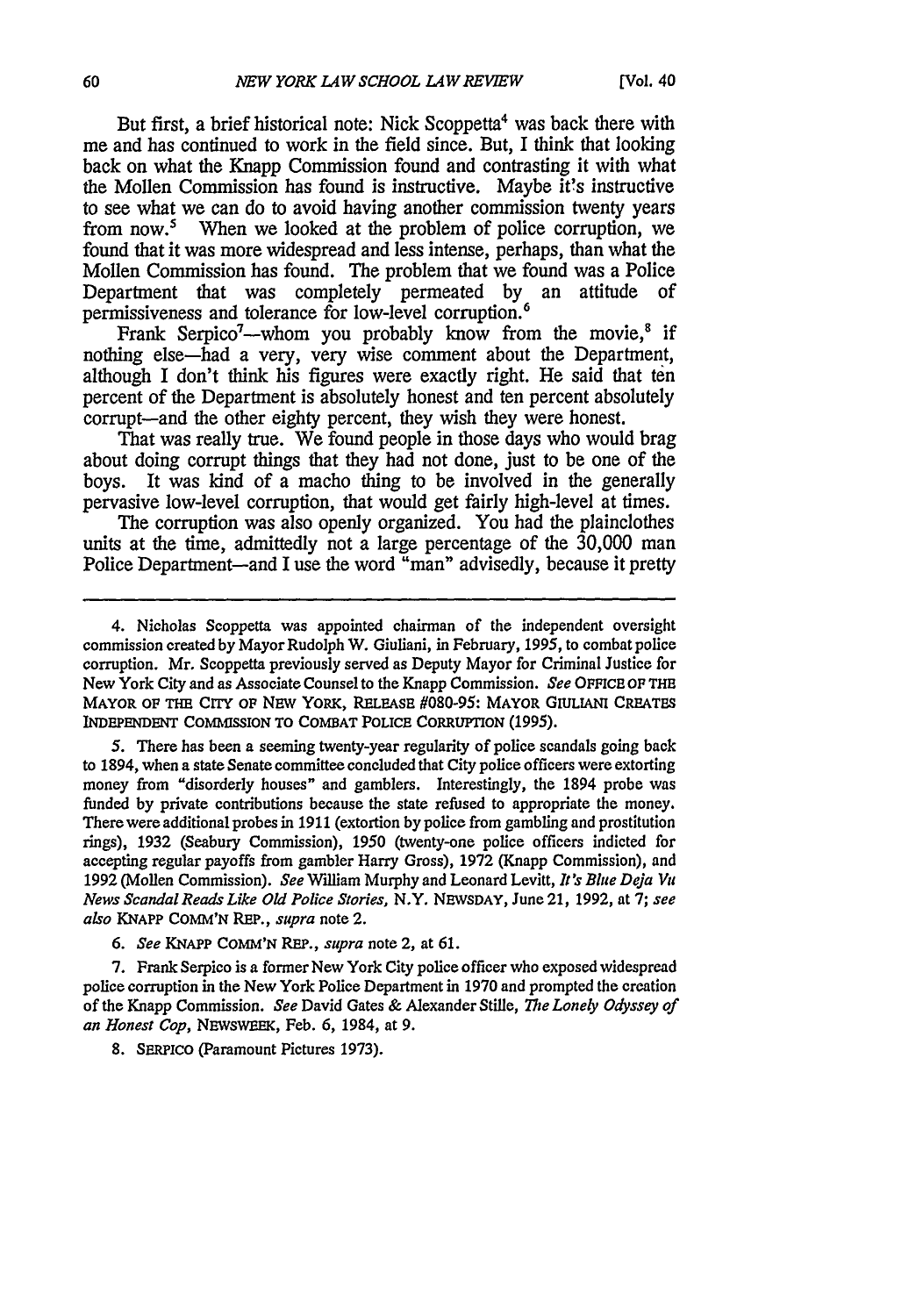But first, a brief historical note: Nick Scoppetta[4] was back there with me and has continued to work in the field since. But, I think that looking back on what the Knapp Commission found and contrasting it with what the Mollen Commission has found is instructive. Maybe it's instructive to see what we can do to avoid having another commission twenty years from now.[5] When we looked at the problem of police corruption, we found that it was more widespread and less intense, perhaps, than what the Mollen Commission has found. The problem that we found was a Police Department that was completely permeated by an attitude of permissiveness and tolerance for low-level corruption.[6]

Frank Serpico[7]—whom you probably know from the movie,[8] if nothing else—had a very, very wise comment about the Department, although I don't think his figures were exactly right. He said that ten percent of the Department is absolutely honest and ten percent absolutely corrupt—and the other eighty percent, they wish they were honest.

That was really true. We found people in those days who would brag about doing corrupt things that they had not done, just to be one of the boys. It was kind of a macho thing to be involved in the generally pervasive low-level corruption, that would get fairly high-level at times.

The corruption was also openly organized. You had the plainclothes units at the time, admittedly not a large percentage of the 30,000 man Police Department—and I use the word "man" advisedly, because it pretty

---

4. Nicholas Scoppetta was appointed chairman of the independent oversight commission created by Mayor Rudolph W. Giuliani, in February, 1995, to combat police corruption. Mr. Scoppetta previously served as Deputy Mayor for Criminal Justice for New York City and as Associate Counsel to the Knapp Commission. *See* OFFICE OF THE MAYOR OF THE CITY OF NEW YORK, RELEASE #080-95: MAYOR GIULIANI CREATES INDEPENDENT COMMISSION TO COMBAT POLICE CORRUPTION (1995).

5. There has been a seeming twenty-year regularity of police scandals going back to 1894, when a state Senate committee concluded that City police officers were extorting money from "disorderly houses" and gamblers. Interestingly, the 1894 probe was funded by private contributions because the state refused to appropriate the money. There were additional probes in 1911 (extortion by police from gambling and prostitution rings), 1932 (Seabury Commission), 1950 (twenty-one police officers indicted for accepting regular payoffs from gambler Harry Gross), 1972 (Knapp Commission), and 1992 (Mollen Commission). *See* William Murphy and Leonard Levitt, *It's Blue Deja Vu News Scandal Reads Like Old Police Stories*, N.Y. NEWSDAY, June 21, 1992, at 7; *see also* KNAPP COMM'N REP., *supra* note 2.

6. *See* KNAPP COMM'N REP., *supra* note 2, at 61.

7. Frank Serpico is a former New York City police officer who exposed widespread police corruption in the New York Police Department in 1970 and prompted the creation of the Knapp Commission. *See* David Gates & Alexander Stille, *The Lonely Odyssey of an Honest Cop*, NEWSWEEK, Feb. 6, 1984, at 9.

8. SERPICO (Paramount Pictures 1973).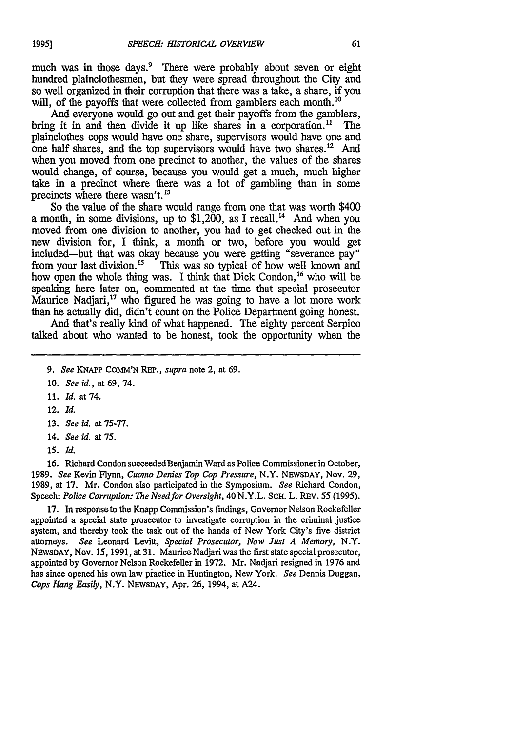much was in those days.[9] There were probably about seven or eight hundred plainclothesmen, but they were spread throughout the City and so well organized in their corruption that there was a take, a share, if you will, of the payoffs that were collected from gamblers each month.[10]

And everyone would go out and get their payoffs from the gamblers, bring it in and then divide it up like shares in a corporation.[11] The plainclothes cops would have one share, supervisors would have one and one half shares, and the top supervisors would have two shares.[12] And when you moved from one precinct to another, the values of the shares would change, of course, because you would get a much, much higher take in a precinct where there was a lot of gambling than in some precincts where there wasn't.[13]

So the value of the share would range from one that was worth $400 a month, in some divisions, up to $1,200, as I recall.[14] And when you moved from one division to another, you had to get checked out in the new division for, I think, a month or two, before you would get included—but that was okay because you were getting "severance pay" from your last division.[15] This was so typical of how well known and how open the whole thing was. I think that Dick Condon,[16] who will be speaking here later on, commented at the time that special prosecutor Maurice Nadjari,[17] who figured he was going to have a lot more work than he actually did, didn't count on the Police Department going honest.

And that's really kind of what happened. The eighty percent Serpico talked about who wanted to be honest, took the opportunity when the

---

9. *See* KNAPP COMM'N REP., *supra* note 2, at 69.

10. *See id.*, at 69, 74.

11. *Id.* at 74.

12. *Id.*

13. *See id.* at 75-77.

14. *See id.* at 75.

15. *Id.*

16. Richard Condon succeeded Benjamin Ward as Police Commissioner in October, 1989. *See* Kevin Flynn, *Cuomo Denies Top Cop Pressure*, N.Y. NEWSDAY, Nov. 29, 1989, at 17. Mr. Condon also participated in the Symposium. *See* Richard Condon, Speech: *Police Corruption: The Need for Oversight*, 40 N.Y.L. SCH. L. REV. 55 (1995).

17. In response to the Knapp Commission's findings, Governor Nelson Rockefeller appointed a special state prosecutor to investigate corruption in the criminal justice system, and thereby took the task out of the hands of New York City's five district attorneys. *See* Leonard Levitt, *Special Prosecutor, Now Just A Memory*, N.Y. NEWSDAY, Nov. 15, 1991, at 31. Maurice Nadjari was the first state special prosecutor, appointed by Governor Nelson Rockefeller in 1972. Mr. Nadjari resigned in 1976 and has since opened his own law practice in Huntington, New York. *See* Dennis Duggan, *Cops Hang Easily*, N.Y. NEWSDAY, Apr. 26, 1994, at A24.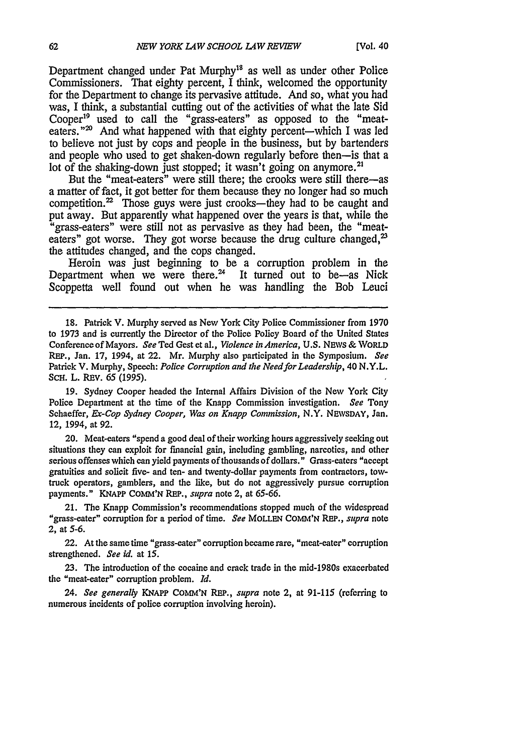Department changed under Pat Murphy[18] as well as under other Police Commissioners. That eighty percent, I think, welcomed the opportunity for the Department to change its pervasive attitude. And so, what you had was, I think, a substantial cutting out of the activities of what the late Sid Cooper[19] used to call the "grass-eaters" as opposed to the "meat-eaters."[20] And what happened with that eighty percent—which I was led to believe not just by cops and people in the business, but by bartenders and people who used to get shaken-down regularly before then—is that a lot of the shaking-down just stopped; it wasn't going on anymore.[21]

But the "meat-eaters" were still there; the crooks were still there—as a matter of fact, it got better for them because they no longer had so much competition.[22] Those guys were just crooks—they had to be caught and put away. But apparently what happened over the years is that, while the "grass-eaters" were still not as pervasive as they had been, the "meat-eaters" got worse. They got worse because the drug culture changed,[23] the attitudes changed, and the cops changed.

Heroin was just beginning to be a corruption problem in the Department when we were there.[24] It turned out to be—as Nick Scoppetta well found out when he was handling the Bob Leuci

---

18. Patrick V. Murphy served as New York City Police Commissioner from 1970 to 1973 and is currently the Director of the Police Policy Board of the United States Conference of Mayors. *See* Ted Gest et al., *Violence in America*, U.S. NEWS & WORLD REP., Jan. 17, 1994, at 22. Mr. Murphy also participated in the Symposium. *See* Patrick V. Murphy, Speech: *Police Corruption and the Need for Leadership*, 40 N.Y.L. SCH. L. REV. 65 (1995).

19. Sydney Cooper headed the Internal Affairs Division of the New York City Police Department at the time of the Knapp Commission investigation. *See* Tony Schaeffer, *Ex-Cop Sydney Cooper, Was on Knapp Commission*, N.Y. NEWSDAY, Jan. 12, 1994, at 92.

20. Meat-eaters "spend a good deal of their working hours aggressively seeking out situations they can exploit for financial gain, including gambling, narcotics, and other serious offenses which can yield payments of thousands of dollars." Grass-eaters "accept gratuities and solicit five- and ten- and twenty-dollar payments from contractors, tow-truck operators, gamblers, and the like, but do not aggressively pursue corruption payments." KNAPP COMM'N REP., *supra* note 2, at 65-66.

21. The Knapp Commission's recommendations stopped much of the widespread "grass-eater" corruption for a period of time. *See* MOLLEN COMM'N REP., *supra* note 2, at 5-6.

22. At the same time "grass-eater" corruption became rare, "meat-eater" corruption strengthened. *See id.* at 15.

23. The introduction of the cocaine and crack trade in the mid-1980s exacerbated the "meat-eater" corruption problem. *Id.*

24. *See generally* KNAPP COMM'N REP., *supra* note 2, at 91-115 (referring to numerous incidents of police corruption involving heroin).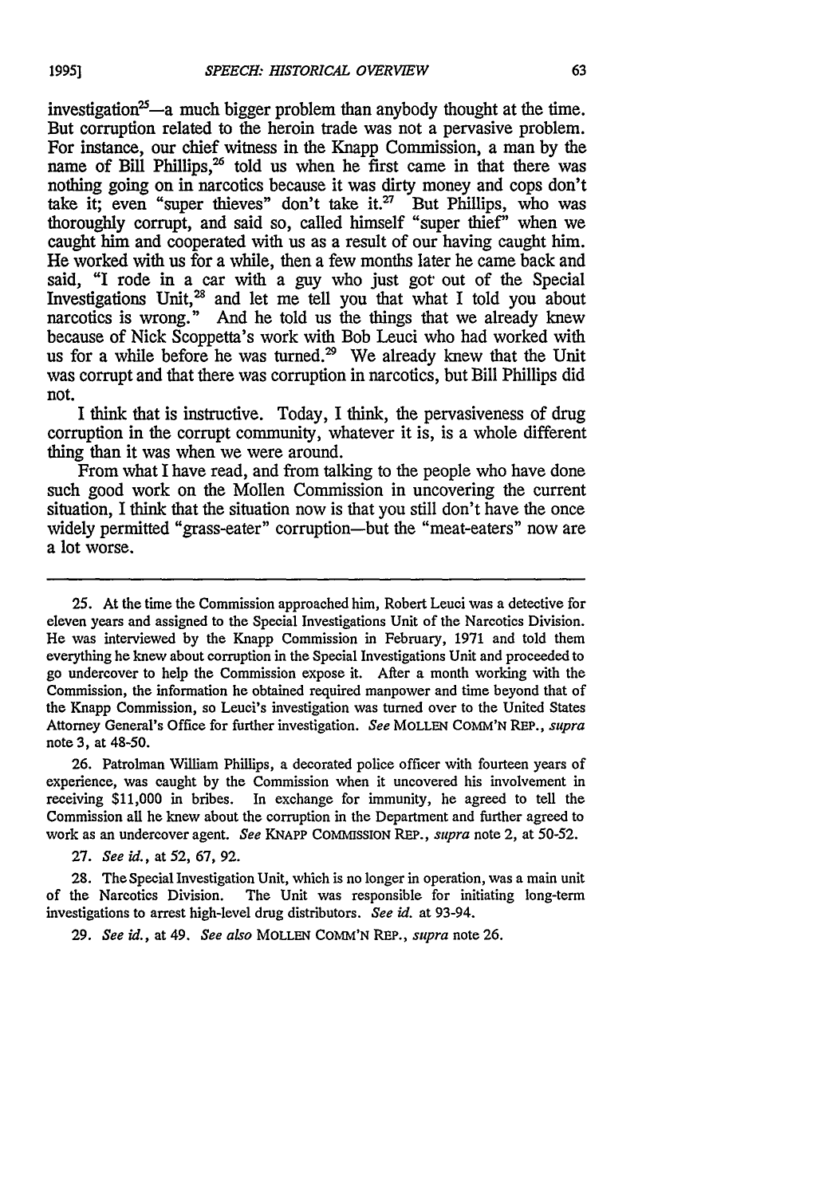investigation[25]—a much bigger problem than anybody thought at the time. But corruption related to the heroin trade was not a pervasive problem. For instance, our chief witness in the Knapp Commission, a man by the name of Bill Phillips,[26] told us when he first came in that there was nothing going on in narcotics because it was dirty money and cops don't take it; even "super thieves" don't take it.[27] But Phillips, who was thoroughly corrupt, and said so, called himself "super thief" when we caught him and cooperated with us as a result of our having caught him. He worked with us for a while, then a few months later he came back and said, "I rode in a car with a guy who just got out of the Special Investigations Unit,[28] and let me tell you that what I told you about narcotics is wrong." And he told us the things that we already knew because of Nick Scoppetta's work with Bob Leuci who had worked with us for a while before he was turned.[29] We already knew that the Unit was corrupt and that there was corruption in narcotics, but Bill Phillips did not.

I think that is instructive. Today, I think, the pervasiveness of drug corruption in the corrupt community, whatever it is, is a whole different thing than it was when we were around.

From what I have read, and from talking to the people who have done such good work on the Mollen Commission in uncovering the current situation, I think that the situation now is that you still don't have the once widely permitted "grass-eater" corruption—but the "meat-eaters" now are a lot worse.

---

25. At the time the Commission approached him, Robert Leuci was a detective for eleven years and assigned to the Special Investigations Unit of the Narcotics Division. He was interviewed by the Knapp Commission in February, 1971 and told them everything he knew about corruption in the Special Investigations Unit and proceeded to go undercover to help the Commission expose it. After a month working with the Commission, the information he obtained required manpower and time beyond that of the Knapp Commission, so Leuci's investigation was turned over to the United States Attorney General's Office for further investigation. *See* MOLLEN COMM'N REP., *supra* note 3, at 48-50.

26. Patrolman William Phillips, a decorated police officer with fourteen years of experience, was caught by the Commission when it uncovered his involvement in receiving $11,000 in bribes. In exchange for immunity, he agreed to tell the Commission all he knew about the corruption in the Department and further agreed to work as an undercover agent. *See* KNAPP COMMISSION REP., *supra* note 2, at 50-52.

27. *See id.*, at 52, 67, 92.

28. The Special Investigation Unit, which is no longer in operation, was a main unit of the Narcotics Division. The Unit was responsible for initiating long-term investigations to arrest high-level drug distributors. *See id.* at 93-94.

29. *See id.*, at 49. *See also* MOLLEN COMM'N REP., *supra* note 26.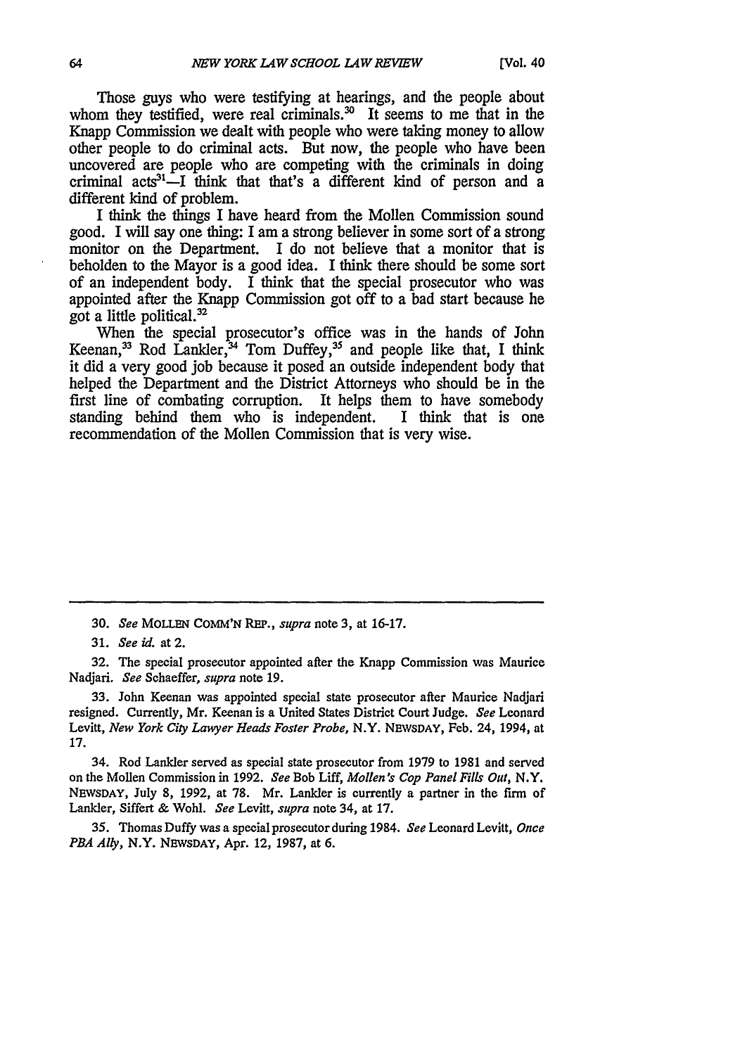Those guys who were testifying at hearings, and the people about whom they testified, were real criminals.[30] It seems to me that in the Knapp Commission we dealt with people who were taking money to allow other people to do criminal acts. But now, the people who have been uncovered are people who are competing with the criminals in doing criminal acts[31]—I think that that's a different kind of person and a different kind of problem.

I think the things I have heard from the Mollen Commission sound good. I will say one thing: I am a strong believer in some sort of a strong monitor on the Department. I do not believe that a monitor that is beholden to the Mayor is a good idea. I think there should be some sort of an independent body. I think that the special prosecutor who was appointed after the Knapp Commission got off to a bad start because he got a little political.[32]

When the special prosecutor's office was in the hands of John Keenan,[33] Rod Lankler,[34] Tom Duffey,[35] and people like that, I think it did a very good job because it posed an outside independent body that helped the Department and the District Attorneys who should be in the first line of combating corruption. It helps them to have somebody standing behind them who is independent. I think that is one recommendation of the Mollen Commission that is very wise.

---

30. *See* MOLLEN COMM'N REP., *supra* note 3, at 16-17.

31. *See id.* at 2.

32. The special prosecutor appointed after the Knapp Commission was Maurice Nadjari. *See* Schaeffer, *supra* note 19.

33. John Keenan was appointed special state prosecutor after Maurice Nadjari resigned. Currently, Mr. Keenan is a United States District Court Judge. *See* Leonard Levitt, *New York City Lawyer Heads Foster Probe*, N.Y. NEWSDAY, Feb. 24, 1994, at 17.

34. Rod Lankler served as special state prosecutor from 1979 to 1981 and served on the Mollen Commission in 1992. *See* Bob Liff, *Mollen's Cop Panel Fills Out*, N.Y. NEWSDAY, July 8, 1992, at 78. Mr. Lankler is currently a partner in the firm of Lankler, Siffert & Wohl. *See* Levitt, *supra* note 34, at 17.

35. Thomas Duffy was a special prosecutor during 1984. *See* Leonard Levitt, *Once PBA Ally*, N.Y. NEWSDAY, Apr. 12, 1987, at 6.